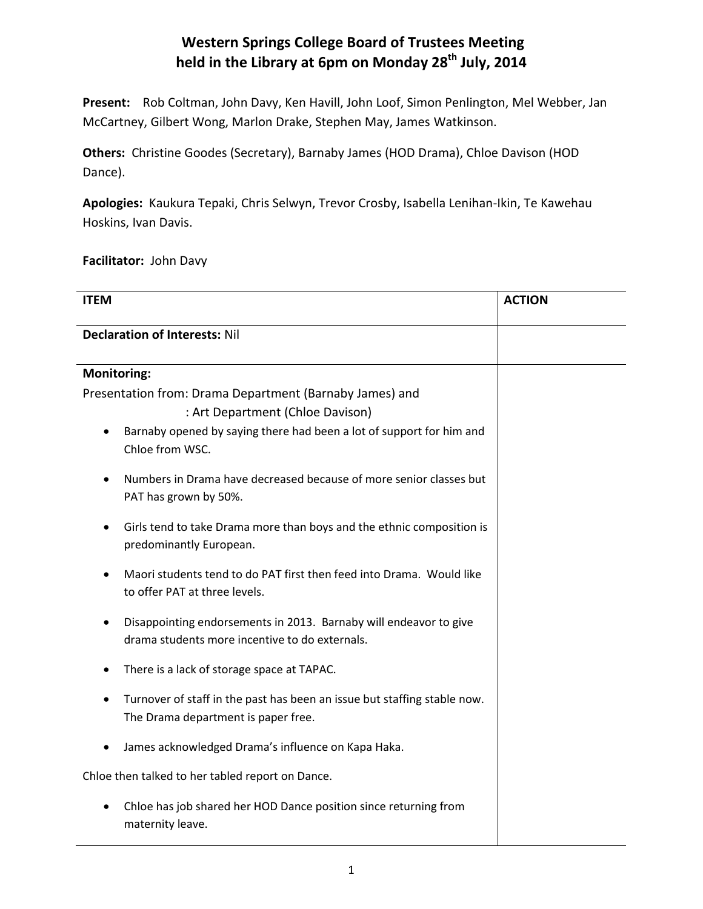# Western Springs College Board of Trustees Meeting held in the Library at 6pm on Monday 28th July, 2014

**Present:** Rob Coltman, John Davy, Ken Havill, John Loof, Simon Penlington, Mel Webber, Jan McCartney, Gilbert Wong, Marlon Drake, Stephen May, James Watkinson.

**Others:** Christine Goodes (Secretary), Barnaby James (HOD Drama), Chloe Davison (HOD Dance).

**Apologies:** Kaukura Tepaki, Chris Selwyn, Trevor Crosby, Isabella Lenihan-Ikin, Te Kawehau Hoskins, Ivan Davis.

**Facilitator:** John Davy

| ITEM | ACTION |
|---|---|
| **Declaration of Interests:** Nil | |
| **Monitoring:**<br>Presentation from: Drama Department (Barnaby James) and<br>: Art Department (Chloe Davison)<br>• Barnaby opened by saying there had been a lot of support for him and Chloe from WSC.<br>• Numbers in Drama have decreased because of more senior classes but PAT has grown by 50%.<br>• Girls tend to take Drama more than boys and the ethnic composition is predominantly European.<br>• Maori students tend to do PAT first then feed into Drama. Would like to offer PAT at three levels.<br>• Disappointing endorsements in 2013. Barnaby will endeavor to give drama students more incentive to do externals.<br>• There is a lack of storage space at TAPAC.<br>• Turnover of staff in the past has been an issue but staffing stable now. The Drama department is paper free.<br>• James acknowledged Drama's influence on Kapa Haka.<br>Chloe then talked to her tabled report on Dance.<br>• Chloe has job shared her HOD Dance position since returning from maternity leave. | |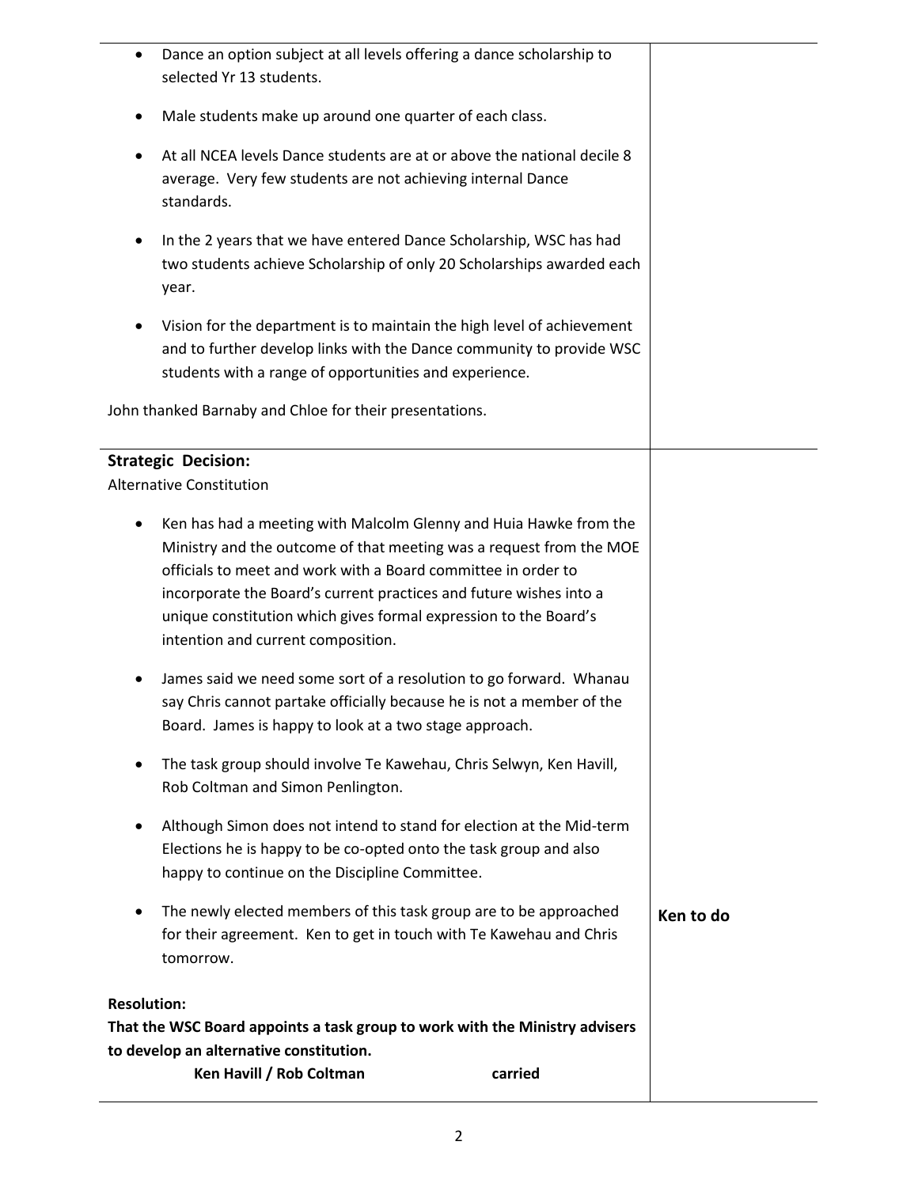| | |
|---|---|
| • Dance an option subject at all levels offering a dance scholarship to selected Yr 13 students.<br><br>• Male students make up around one quarter of each class.<br><br>• At all NCEA levels Dance students are at or above the national decile 8 average. Very few students are not achieving internal Dance standards.<br><br>• In the 2 years that we have entered Dance Scholarship, WSC has had two students achieve Scholarship of only 20 Scholarships awarded each year.<br><br>• Vision for the department is to maintain the high level of achievement and to further develop links with the Dance community to provide WSC students with a range of opportunities and experience.<br><br>John thanked Barnaby and Chloe for their presentations. | |
| **Strategic Decision:**<br>Alternative Constitution<br><br>• Ken has had a meeting with Malcolm Glenny and Huia Hawke from the Ministry and the outcome of that meeting was a request from the MOE officials to meet and work with a Board committee in order to incorporate the Board's current practices and future wishes into a unique constitution which gives formal expression to the Board's intention and current composition.<br><br>• James said we need some sort of a resolution to go forward. Whanau say Chris cannot partake officially because he is not a member of the Board. James is happy to look at a two stage approach.<br><br>• The task group should involve Te Kawehau, Chris Selwyn, Ken Havill, Rob Coltman and Simon Penlington.<br><br>• Although Simon does not intend to stand for election at the Mid-term Elections he is happy to be co-opted onto the task group and also happy to continue on the Discipline Committee.<br><br>• The newly elected members of this task group are to be approached for their agreement. Ken to get in touch with Te Kawehau and Chris tomorrow.<br><br>**Resolution:**<br>**That the WSC Board appoints a task group to work with the Ministry advisers to develop an alternative constitution.**<br>**Ken Havill / Rob Coltman carried** | **Ken to do** |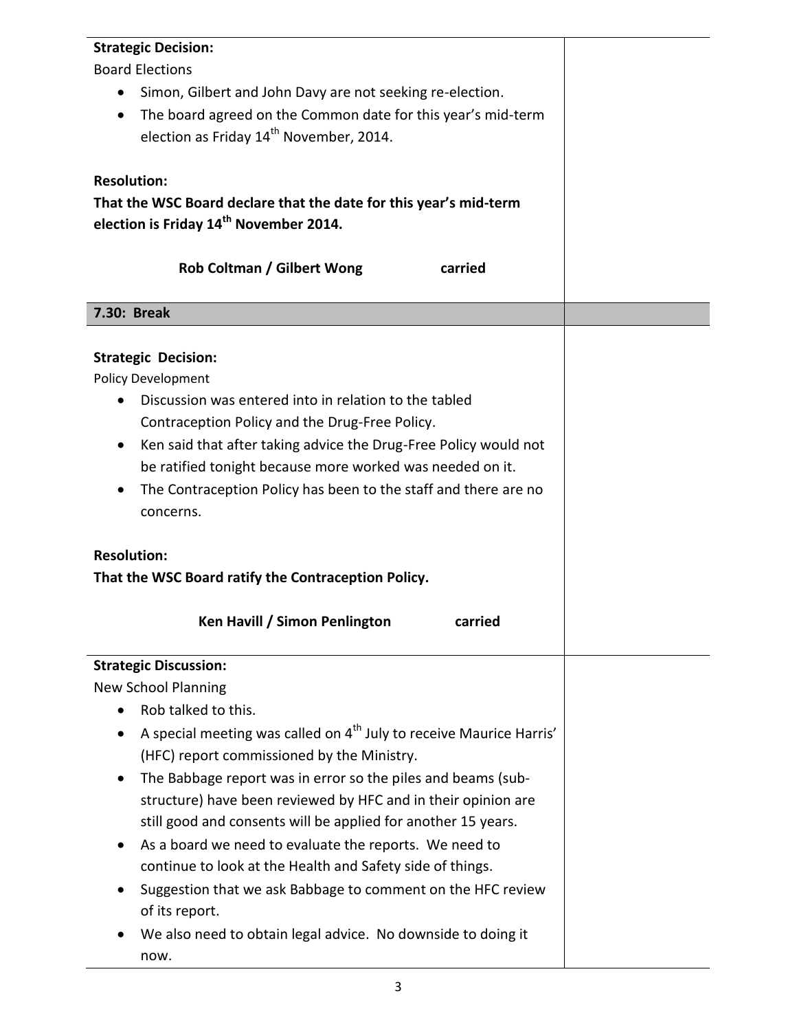**Strategic Decision:**

Board Elections

- Simon, Gilbert and John Davy are not seeking re-election.
- The board agreed on the Common date for this year's mid-term election as Friday 14th November, 2014.

**Resolution:**

**That the WSC Board declare that the date for this year's mid-term election is Friday 14th November 2014.**

**Rob Coltman / Gilbert Wong carried**

**7.30: Break**

**Strategic Decision:**

Policy Development

- Discussion was entered into in relation to the tabled Contraception Policy and the Drug-Free Policy.
- Ken said that after taking advice the Drug-Free Policy would not be ratified tonight because more worked was needed on it.
- The Contraception Policy has been to the staff and there are no concerns.

**Resolution:**

**That the WSC Board ratify the Contraception Policy.**

**Ken Havill / Simon Penlington carried**

**Strategic Discussion:**

New School Planning

- Rob talked to this.
- A special meeting was called on 4th July to receive Maurice Harris' (HFC) report commissioned by the Ministry.
- The Babbage report was in error so the piles and beams (sub-structure) have been reviewed by HFC and in their opinion are still good and consents will be applied for another 15 years.
- As a board we need to evaluate the reports. We need to continue to look at the Health and Safety side of things.
- Suggestion that we ask Babbage to comment on the HFC review of its report.
- We also need to obtain legal advice. No downside to doing it now.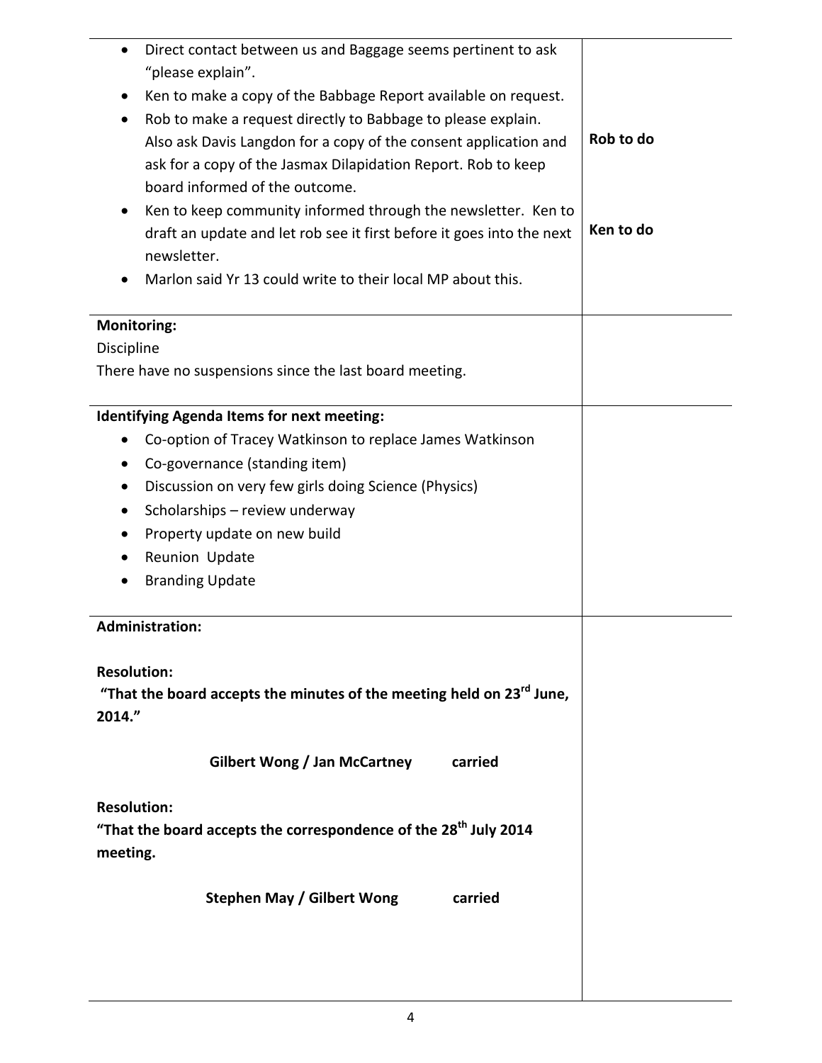| | |
|---|---|
| • Direct contact between us and Baggage seems pertinent to ask "please explain".<br>• Ken to make a copy of the Babbage Report available on request.<br>• Rob to make a request directly to Babbage to please explain. Also ask Davis Langdon for a copy of the consent application and ask for a copy of the Jasmax Dilapidation Report. Rob to keep board informed of the outcome.<br>• Ken to keep community informed through the newsletter. Ken to draft an update and let rob see it first before it goes into the next newsletter.<br>• Marlon said Yr 13 could write to their local MP about this. | **Rob to do**<br><br>**Ken to do** |
| **Monitoring:**<br>Discipline<br>There have no suspensions since the last board meeting. | |
| **Identifying Agenda Items for next meeting:**<br>• Co-option of Tracey Watkinson to replace James Watkinson<br>• Co-governance (standing item)<br>• Discussion on very few girls doing Science (Physics)<br>• Scholarships – review underway<br>• Property update on new build<br>• Reunion Update<br>• Branding Update | |
| **Administration:**<br><br>**Resolution:**<br>**"That the board accepts the minutes of the meeting held on 23rd June, 2014."**<br><br>**Gilbert Wong / Jan McCartney carried**<br><br>**Resolution:**<br>**"That the board accepts the correspondence of the 28th July 2014 meeting.**<br><br>**Stephen May / Gilbert Wong carried** | |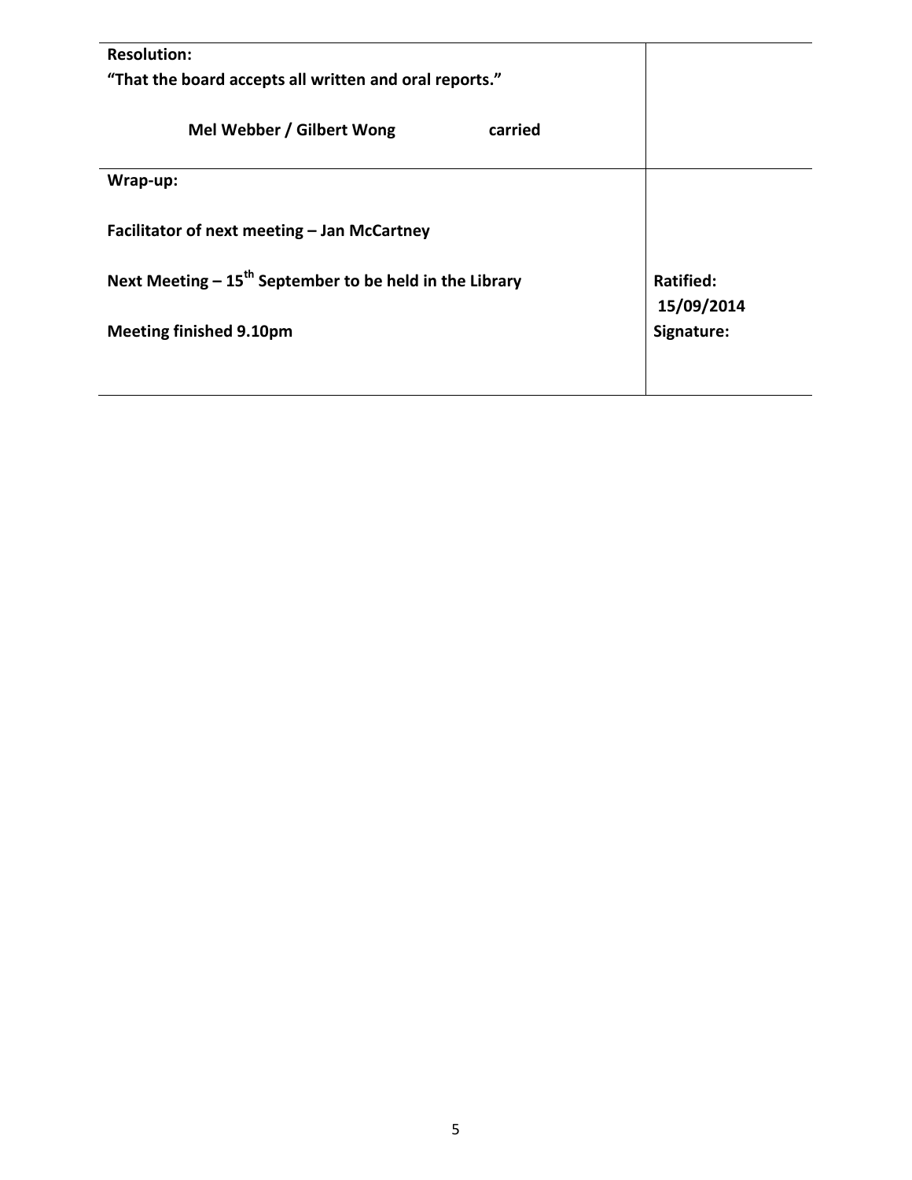| | |
|---|---|
| **Resolution:**<br>**"That the board accepts all written and oral reports."**<br><br>**Mel Webber / Gilbert Wong carried** | |
| **Wrap-up:**<br><br>**Facilitator of next meeting – Jan McCartney**<br><br>**Next Meeting – 15th September to be held in the Library**<br><br>**Meeting finished 9.10pm** | **Ratified: 15/09/2014**<br>**Signature:** |